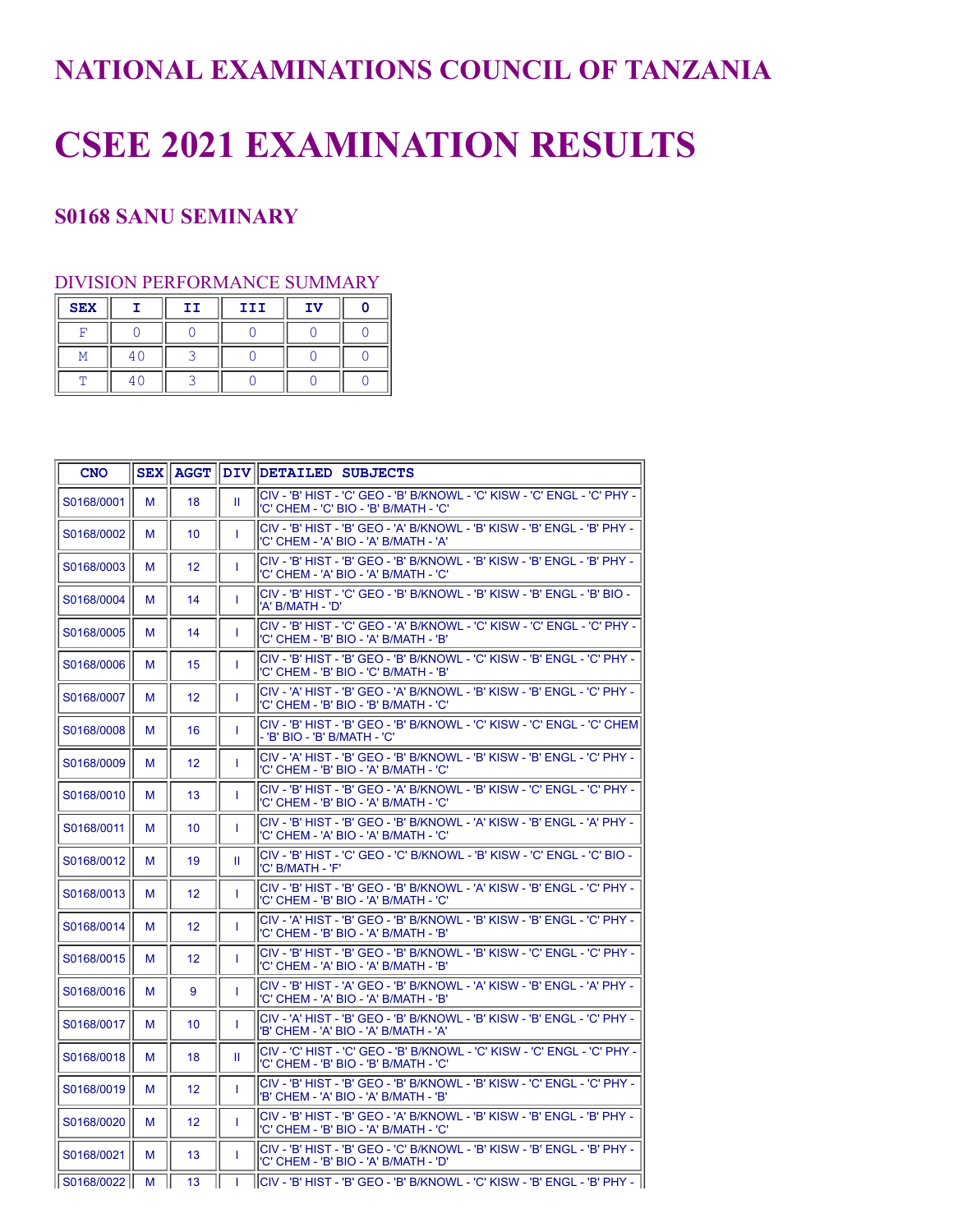# NATIONAL EXAMINATIONS COUNCIL OF TANZANIA

# CSEE 2021 EXAMINATION RESULTS

### S0168 SANU SEMINARY

DIVISION PERFORMANCE SUMMARY

| SEX | I | II | III | IV | 0 |
|---|---|---|---|---|---|
| F | 0 | 0 | 0 | 0 | 0 |
| M | 40 | 3 | 0 | 0 | 0 |
| T | 40 | 3 | 0 | 0 | 0 |

| CNO | SEX | AGGT | DIV | DETAILED SUBJECTS |
|---|---|---|---|---|
| S0168/0001 | M | 18 | II | CIV - 'B' HIST - 'C' GEO - 'B' B/KNOWL - 'C' KISW - 'C' ENGL - 'C' PHY - 'C' CHEM - 'C' BIO - 'B' B/MATH - 'C' |
| S0168/0002 | M | 10 | I | CIV - 'B' HIST - 'B' GEO - 'A' B/KNOWL - 'B' KISW - 'B' ENGL - 'B' PHY - 'C' CHEM - 'A' BIO - 'A' B/MATH - 'A' |
| S0168/0003 | M | 12 | I | CIV - 'B' HIST - 'B' GEO - 'B' B/KNOWL - 'B' KISW - 'B' ENGL - 'B' PHY - 'C' CHEM - 'A' BIO - 'A' B/MATH - 'C' |
| S0168/0004 | M | 14 | I | CIV - 'B' HIST - 'C' GEO - 'B' B/KNOWL - 'B' KISW - 'B' ENGL - 'B' BIO - 'A' B/MATH - 'D' |
| S0168/0005 | M | 14 | I | CIV - 'B' HIST - 'C' GEO - 'A' B/KNOWL - 'C' KISW - 'C' ENGL - 'C' PHY - 'C' CHEM - 'B' BIO - 'A' B/MATH - 'B' |
| S0168/0006 | M | 15 | I | CIV - 'B' HIST - 'B' GEO - 'B' B/KNOWL - 'C' KISW - 'B' ENGL - 'C' PHY - 'C' CHEM - 'B' BIO - 'C' B/MATH - 'B' |
| S0168/0007 | M | 12 | I | CIV - 'A' HIST - 'B' GEO - 'A' B/KNOWL - 'B' KISW - 'B' ENGL - 'C' PHY - 'C' CHEM - 'B' BIO - 'B' B/MATH - 'C' |
| S0168/0008 | M | 16 | I | CIV - 'B' HIST - 'B' GEO - 'B' B/KNOWL - 'C' KISW - 'C' ENGL - 'C' CHEM - 'B' BIO - 'B' B/MATH - 'C' |
| S0168/0009 | M | 12 | I | CIV - 'A' HIST - 'B' GEO - 'B' B/KNOWL - 'B' KISW - 'B' ENGL - 'C' PHY - 'C' CHEM - 'B' BIO - 'A' B/MATH - 'C' |
| S0168/0010 | M | 13 | I | CIV - 'B' HIST - 'B' GEO - 'A' B/KNOWL - 'B' KISW - 'C' ENGL - 'C' PHY - 'C' CHEM - 'B' BIO - 'A' B/MATH - 'C' |
| S0168/0011 | M | 10 | I | CIV - 'B' HIST - 'B' GEO - 'B' B/KNOWL - 'A' KISW - 'B' ENGL - 'A' PHY - 'C' CHEM - 'A' BIO - 'A' B/MATH - 'C' |
| S0168/0012 | M | 19 | II | CIV - 'B' HIST - 'C' GEO - 'C' B/KNOWL - 'B' KISW - 'C' ENGL - 'C' BIO - 'C' B/MATH - 'F' |
| S0168/0013 | M | 12 | I | CIV - 'B' HIST - 'B' GEO - 'B' B/KNOWL - 'A' KISW - 'B' ENGL - 'C' PHY - 'C' CHEM - 'B' BIO - 'A' B/MATH - 'C' |
| S0168/0014 | M | 12 | I | CIV - 'A' HIST - 'B' GEO - 'B' B/KNOWL - 'B' KISW - 'B' ENGL - 'C' PHY - 'C' CHEM - 'B' BIO - 'A' B/MATH - 'B' |
| S0168/0015 | M | 12 | I | CIV - 'B' HIST - 'B' GEO - 'B' B/KNOWL - 'B' KISW - 'C' ENGL - 'C' PHY - 'C' CHEM - 'A' BIO - 'A' B/MATH - 'B' |
| S0168/0016 | M | 9 | I | CIV - 'B' HIST - 'A' GEO - 'B' B/KNOWL - 'A' KISW - 'B' ENGL - 'A' PHY - 'C' CHEM - 'A' BIO - 'A' B/MATH - 'B' |
| S0168/0017 | M | 10 | I | CIV - 'A' HIST - 'B' GEO - 'B' B/KNOWL - 'B' KISW - 'B' ENGL - 'C' PHY - 'B' CHEM - 'A' BIO - 'A' B/MATH - 'A' |
| S0168/0018 | M | 18 | II | CIV - 'C' HIST - 'C' GEO - 'B' B/KNOWL - 'C' KISW - 'C' ENGL - 'C' PHY - 'C' CHEM - 'B' BIO - 'B' B/MATH - 'C' |
| S0168/0019 | M | 12 | I | CIV - 'B' HIST - 'B' GEO - 'B' B/KNOWL - 'B' KISW - 'C' ENGL - 'C' PHY - 'B' CHEM - 'A' BIO - 'A' B/MATH - 'B' |
| S0168/0020 | M | 12 | I | CIV - 'B' HIST - 'B' GEO - 'A' B/KNOWL - 'B' KISW - 'B' ENGL - 'B' PHY - 'C' CHEM - 'B' BIO - 'A' B/MATH - 'C' |
| S0168/0021 | M | 13 | I | CIV - 'B' HIST - 'B' GEO - 'C' B/KNOWL - 'B' KISW - 'B' ENGL - 'B' PHY - 'C' CHEM - 'B' BIO - 'A' B/MATH - 'D' |
| S0168/0022 | M | 13 | I | CIV - 'B' HIST - 'B' GEO - 'B' B/KNOWL - 'C' KISW - 'B' ENGL - 'B' PHY - |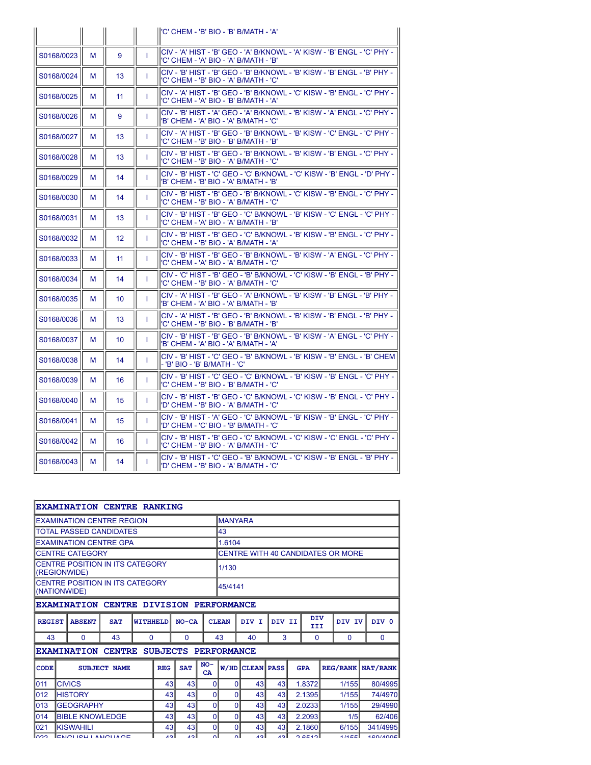| | | | | |
|---|---|---|---|---|
| | | | | 'C' CHEM - 'B' BIO - 'B' B/MATH - 'A' |
| S0168/0023 | M | 9 | I | CIV - 'A' HIST - 'B' GEO - 'A' B/KNOWL - 'A' KISW - 'B' ENGL - 'C' PHY - 'C' CHEM - 'A' BIO - 'A' B/MATH - 'B' |
| S0168/0024 | M | 13 | I | CIV - 'B' HIST - 'B' GEO - 'B' B/KNOWL - 'B' KISW - 'B' ENGL - 'B' PHY - 'C' CHEM - 'B' BIO - 'A' B/MATH - 'C' |
| S0168/0025 | M | 11 | I | CIV - 'A' HIST - 'B' GEO - 'B' B/KNOWL - 'C' KISW - 'B' ENGL - 'C' PHY - 'C' CHEM - 'A' BIO - 'B' B/MATH - 'A' |
| S0168/0026 | M | 9 | I | CIV - 'B' HIST - 'A' GEO - 'A' B/KNOWL - 'B' KISW - 'A' ENGL - 'C' PHY - 'B' CHEM - 'A' BIO - 'A' B/MATH - 'C' |
| S0168/0027 | M | 13 | I | CIV - 'A' HIST - 'B' GEO - 'B' B/KNOWL - 'B' KISW - 'C' ENGL - 'C' PHY - 'C' CHEM - 'B' BIO - 'B' B/MATH - 'B' |
| S0168/0028 | M | 13 | I | CIV - 'B' HIST - 'B' GEO - 'B' B/KNOWL - 'B' KISW - 'B' ENGL - 'C' PHY - 'C' CHEM - 'B' BIO - 'A' B/MATH - 'C' |
| S0168/0029 | M | 14 | I | CIV - 'B' HIST - 'C' GEO - 'C' B/KNOWL - 'C' KISW - 'B' ENGL - 'D' PHY - 'B' CHEM - 'B' BIO - 'A' B/MATH - 'B' |
| S0168/0030 | M | 14 | I | CIV - 'B' HIST - 'B' GEO - 'B' B/KNOWL - 'C' KISW - 'B' ENGL - 'C' PHY - 'C' CHEM - 'B' BIO - 'A' B/MATH - 'C' |
| S0168/0031 | M | 13 | I | CIV - 'B' HIST - 'B' GEO - 'C' B/KNOWL - 'B' KISW - 'C' ENGL - 'C' PHY - 'C' CHEM - 'A' BIO - 'A' B/MATH - 'B' |
| S0168/0032 | M | 12 | I | CIV - 'B' HIST - 'B' GEO - 'C' B/KNOWL - 'B' KISW - 'B' ENGL - 'C' PHY - 'C' CHEM - 'B' BIO - 'A' B/MATH - 'A' |
| S0168/0033 | M | 11 | I | CIV - 'B' HIST - 'B' GEO - 'B' B/KNOWL - 'B' KISW - 'A' ENGL - 'C' PHY - 'C' CHEM - 'A' BIO - 'A' B/MATH - 'C' |
| S0168/0034 | M | 14 | I | CIV - 'C' HIST - 'B' GEO - 'B' B/KNOWL - 'C' KISW - 'B' ENGL - 'B' PHY - 'C' CHEM - 'B' BIO - 'A' B/MATH - 'C' |
| S0168/0035 | M | 10 | I | CIV - 'A' HIST - 'B' GEO - 'A' B/KNOWL - 'B' KISW - 'B' ENGL - 'B' PHY - 'B' CHEM - 'A' BIO - 'A' B/MATH - 'B' |
| S0168/0036 | M | 13 | I | CIV - 'A' HIST - 'B' GEO - 'B' B/KNOWL - 'B' KISW - 'B' ENGL - 'B' PHY - 'C' CHEM - 'B' BIO - 'B' B/MATH - 'B' |
| S0168/0037 | M | 10 | I | CIV - 'B' HIST - 'B' GEO - 'B' B/KNOWL - 'B' KISW - 'A' ENGL - 'C' PHY - 'B' CHEM - 'A' BIO - 'A' B/MATH - 'A' |
| S0168/0038 | M | 14 | I | CIV - 'B' HIST - 'C' GEO - 'B' B/KNOWL - 'B' KISW - 'B' ENGL - 'B' CHEM - 'B' BIO - 'B' B/MATH - 'C' |
| S0168/0039 | M | 16 | I | CIV - 'B' HIST - 'C' GEO - 'C' B/KNOWL - 'B' KISW - 'B' ENGL - 'C' PHY - 'C' CHEM - 'B' BIO - 'B' B/MATH - 'C' |
| S0168/0040 | M | 15 | I | CIV - 'B' HIST - 'B' GEO - 'C' B/KNOWL - 'C' KISW - 'B' ENGL - 'C' PHY - 'D' CHEM - 'B' BIO - 'A' B/MATH - 'C' |
| S0168/0041 | M | 15 | I | CIV - 'B' HIST - 'A' GEO - 'C' B/KNOWL - 'B' KISW - 'B' ENGL - 'C' PHY - 'D' CHEM - 'C' BIO - 'B' B/MATH - 'C' |
| S0168/0042 | M | 16 | I | CIV - 'B' HIST - 'B' GEO - 'C' B/KNOWL - 'C' KISW - 'C' ENGL - 'C' PHY - 'C' CHEM - 'B' BIO - 'A' B/MATH - 'C' |
| S0168/0043 | M | 14 | I | CIV - 'B' HIST - 'C' GEO - 'B' B/KNOWL - 'C' KISW - 'B' ENGL - 'B' PHY - 'D' CHEM - 'B' BIO - 'A' B/MATH - 'C' |

## EXAMINATION CENTRE RANKING

| | |
|---|---|
| EXAMINATION CENTRE REGION | MANYARA |
| TOTAL PASSED CANDIDATES | 43 |
| EXAMINATION CENTRE GPA | 1.6104 |
| CENTRE CATEGORY | CENTRE WITH 40 CANDIDATES OR MORE |
| CENTRE POSITION IN ITS CATEGORY (REGIONWIDE) | 1/130 |
| CENTRE POSITION IN ITS CATEGORY (NATIONWIDE) | 45/4141 |

## EXAMINATION CENTRE DIVISION PERFORMANCE

| REGIST | ABSENT | SAT | WITHHELD | NO-CA | CLEAN | DIV I | DIV II | DIV III | DIV IV | DIV 0 |
|---|---|---|---|---|---|---|---|---|---|---|
| 43 | 0 | 43 | 0 | 0 | 43 | 40 | 3 | 0 | 0 | 0 |

## EXAMINATION CENTRE SUBJECTS PERFORMANCE

| CODE | SUBJECT NAME | REG | SAT | NO-CA | W/HD | CLEAN | PASS | GPA | REG/RANK | NAT/RANK |
|---|---|---|---|---|---|---|---|---|---|---|
| 011 | CIVICS | 43 | 43 | 0 | 0 | 43 | 43 | 1.8372 | 1/155 | 80/4995 |
| 012 | HISTORY | 43 | 43 | 0 | 0 | 43 | 43 | 2.1395 | 1/155 | 74/4970 |
| 013 | GEOGRAPHY | 43 | 43 | 0 | 0 | 43 | 43 | 2.0233 | 1/155 | 29/4990 |
| 014 | BIBLE KNOWLEDGE | 43 | 43 | 0 | 0 | 43 | 43 | 2.2093 | 1/5 | 62/406 |
| 021 | KISWAHILI | 43 | 43 | 0 | 0 | 43 | 43 | 2.1860 | 6/155 | 341/4995 |
| 022 | ENGLISH LANGUAGE | 43 | 43 | 0 | 0 | 43 | 43 | 2.6512 | 1/155 | 160/4995 |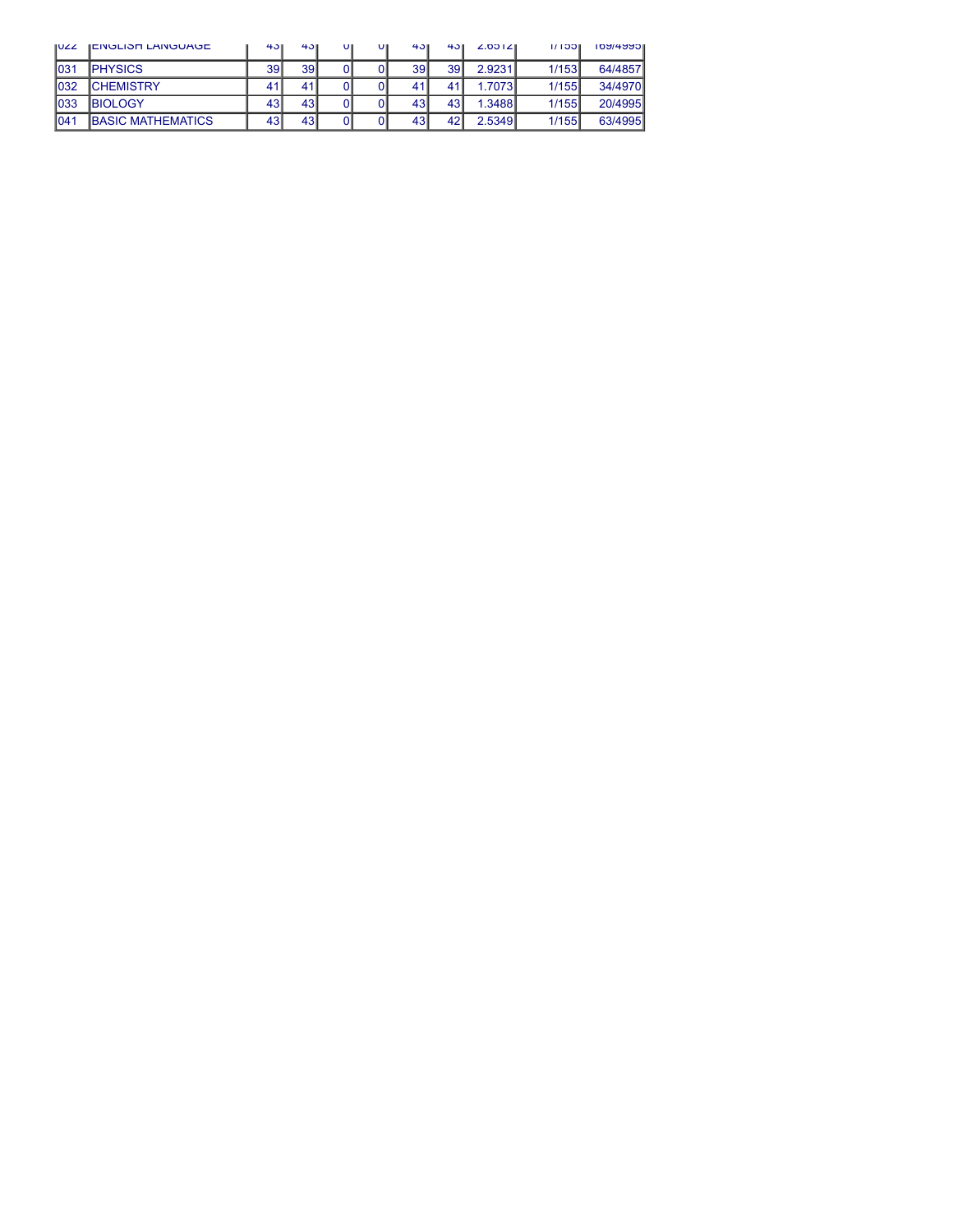| | | | | | | | | | | |
|---|---|---|---|---|---|---|---|---|---|---|
| 022 | ENGLISH LANGUAGE | 43 | 43 | 0 | 0 | 43 | 43 | 2.6512 | 1/155 | 169/4995 |
| 031 | PHYSICS | 39 | 39 | 0 | 0 | 39 | 39 | 2.9231 | 1/153 | 64/4857 |
| 032 | CHEMISTRY | 41 | 41 | 0 | 0 | 41 | 41 | 1.7073 | 1/155 | 34/4970 |
| 033 | BIOLOGY | 43 | 43 | 0 | 0 | 43 | 43 | 1.3488 | 1/155 | 20/4995 |
| 041 | BASIC MATHEMATICS | 43 | 43 | 0 | 0 | 43 | 42 | 2.5349 | 1/155 | 63/4995 |